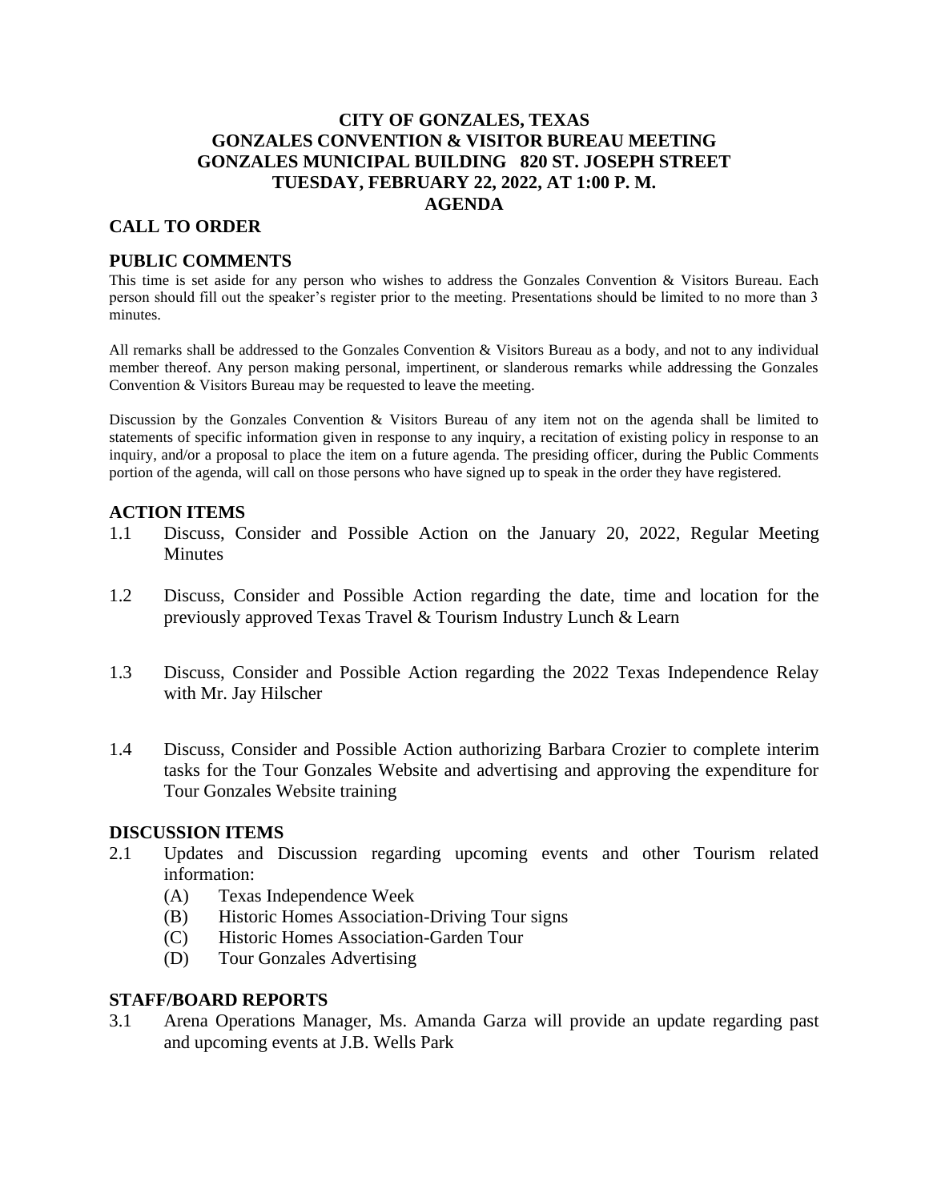# CITY OF GONZALES, TEXAS
# GONZALES CONVENTION & VISITOR BUREAU MEETING
# GONZALES MUNICIPAL BUILDING 820 ST. JOSEPH STREET
# TUESDAY, FEBRUARY 22, 2022, AT 1:00 P. M.
# AGENDA

## CALL TO ORDER

## PUBLIC COMMENTS

This time is set aside for any person who wishes to address the Gonzales Convention & Visitors Bureau. Each person should fill out the speaker's register prior to the meeting. Presentations should be limited to no more than 3 minutes.

All remarks shall be addressed to the Gonzales Convention & Visitors Bureau as a body, and not to any individual member thereof. Any person making personal, impertinent, or slanderous remarks while addressing the Gonzales Convention & Visitors Bureau may be requested to leave the meeting.

Discussion by the Gonzales Convention & Visitors Bureau of any item not on the agenda shall be limited to statements of specific information given in response to any inquiry, a recitation of existing policy in response to an inquiry, and/or a proposal to place the item on a future agenda. The presiding officer, during the Public Comments portion of the agenda, will call on those persons who have signed up to speak in the order they have registered.

## ACTION ITEMS

1.1 Discuss, Consider and Possible Action on the January 20, 2022, Regular Meeting Minutes

1.2 Discuss, Consider and Possible Action regarding the date, time and location for the previously approved Texas Travel & Tourism Industry Lunch & Learn

1.3 Discuss, Consider and Possible Action regarding the 2022 Texas Independence Relay with Mr. Jay Hilscher

1.4 Discuss, Consider and Possible Action authorizing Barbara Crozier to complete interim tasks for the Tour Gonzales Website and advertising and approving the expenditure for Tour Gonzales Website training

## DISCUSSION ITEMS

2.1 Updates and Discussion regarding upcoming events and other Tourism related information:
- (A) Texas Independence Week
- (B) Historic Homes Association-Driving Tour signs
- (C) Historic Homes Association-Garden Tour
- (D) Tour Gonzales Advertising

## STAFF/BOARD REPORTS

3.1 Arena Operations Manager, Ms. Amanda Garza will provide an update regarding past and upcoming events at J.B. Wells Park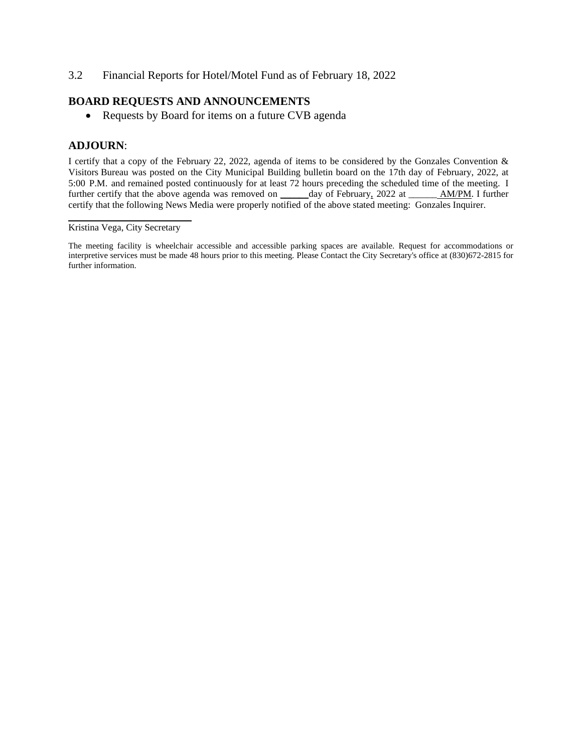3.2 Financial Reports for Hotel/Motel Fund as of February 18, 2022

## BOARD REQUESTS AND ANNOUNCEMENTS

- Requests by Board for items on a future CVB agenda

## ADJOURN:

I certify that a copy of the February 22, 2022, agenda of items to be considered by the Gonzales Convention & Visitors Bureau was posted on the City Municipal Building bulletin board on the 17th day of February, 2022, at 5:00 P.M. and remained posted continuously for at least 72 hours preceding the scheduled time of the meeting. I further certify that the above agenda was removed on ______day of February, 2022 at ______ AM/PM. I further certify that the following News Media were properly notified of the above stated meeting: Gonzales Inquirer.

______________________________
Kristina Vega, City Secretary

The meeting facility is wheelchair accessible and accessible parking spaces are available. Request for accommodations or interpretive services must be made 48 hours prior to this meeting. Please Contact the City Secretary's office at (830)672-2815 for further information.